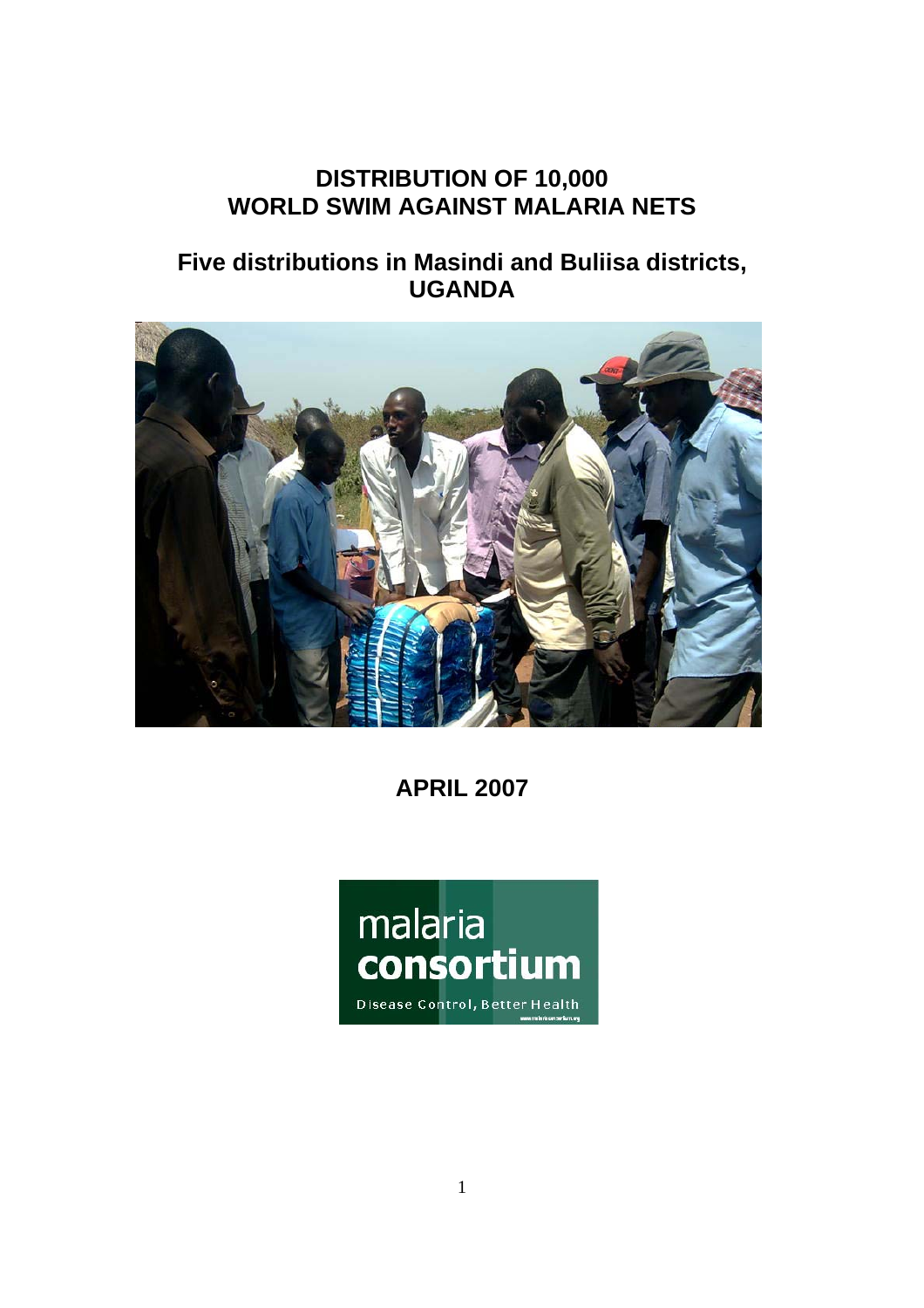# DISTRIBUTION OF 10,000 WORLD SWIM AGAINST MALARIA NETS

## Five distributions in Masindi and Buliisa districts, UGANDA

## APRIL 2007

malaria consortium

Disease Control, Better Health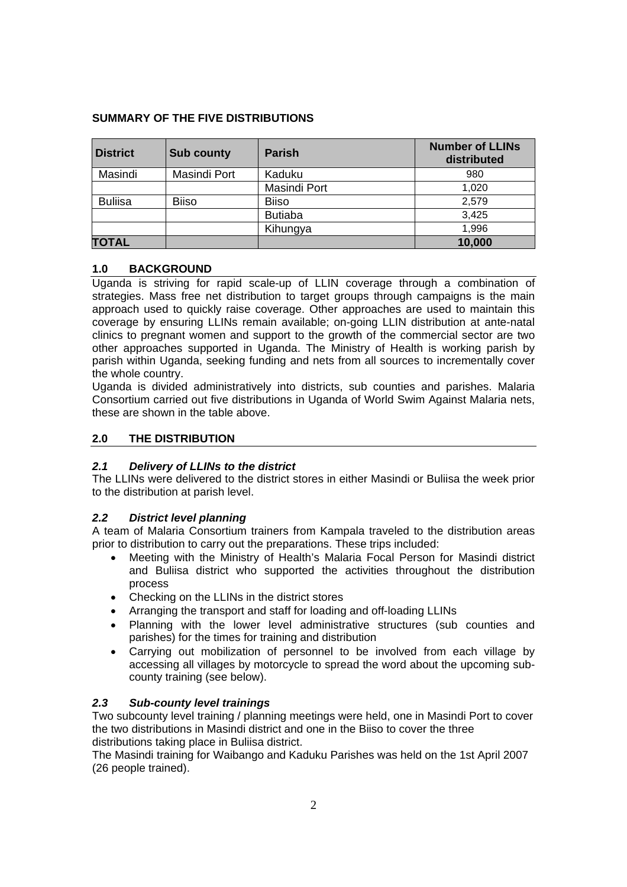## SUMMARY OF THE FIVE DISTRIBUTIONS

| District | Sub county | Parish | Number of LLINs distributed |
|---|---|---|---|
| Masindi | Masindi Port | Kaduku | 980 |
| | | Masindi Port | 1,020 |
| Buliisa | Biiso | Biiso | 2,579 |
| | | Butiaba | 3,425 |
| | | Kihungya | 1,996 |
| **TOTAL** | | | **10,000** |

## 1.0 BACKGROUND

Uganda is striving for rapid scale-up of LLIN coverage through a combination of strategies. Mass free net distribution to target groups through campaigns is the main approach used to quickly raise coverage. Other approaches are used to maintain this coverage by ensuring LLINs remain available; on-going LLIN distribution at ante-natal clinics to pregnant women and support to the growth of the commercial sector are two other approaches supported in Uganda. The Ministry of Health is working parish by parish within Uganda, seeking funding and nets from all sources to incrementally cover the whole country.

Uganda is divided administratively into districts, sub counties and parishes. Malaria Consortium carried out five distributions in Uganda of World Swim Against Malaria nets, these are shown in the table above.

## 2.0 THE DISTRIBUTION

### *2.1 Delivery of LLINs to the district*

The LLINs were delivered to the district stores in either Masindi or Buliisa the week prior to the distribution at parish level.

### *2.2 District level planning*

A team of Malaria Consortium trainers from Kampala traveled to the distribution areas prior to distribution to carry out the preparations. These trips included:

- Meeting with the Ministry of Health's Malaria Focal Person for Masindi district and Buliisa district who supported the activities throughout the distribution process
- Checking on the LLINs in the district stores
- Arranging the transport and staff for loading and off-loading LLINs
- Planning with the lower level administrative structures (sub counties and parishes) for the times for training and distribution
- Carrying out mobilization of personnel to be involved from each village by accessing all villages by motorcycle to spread the word about the upcoming sub-county training (see below).

### *2.3 Sub-county level trainings*

Two subcounty level training / planning meetings were held, one in Masindi Port to cover the two distributions in Masindi district and one in the Biiso to cover the three distributions taking place in Buliisa district.

The Masindi training for Waibango and Kaduku Parishes was held on the 1st April 2007 (26 people trained).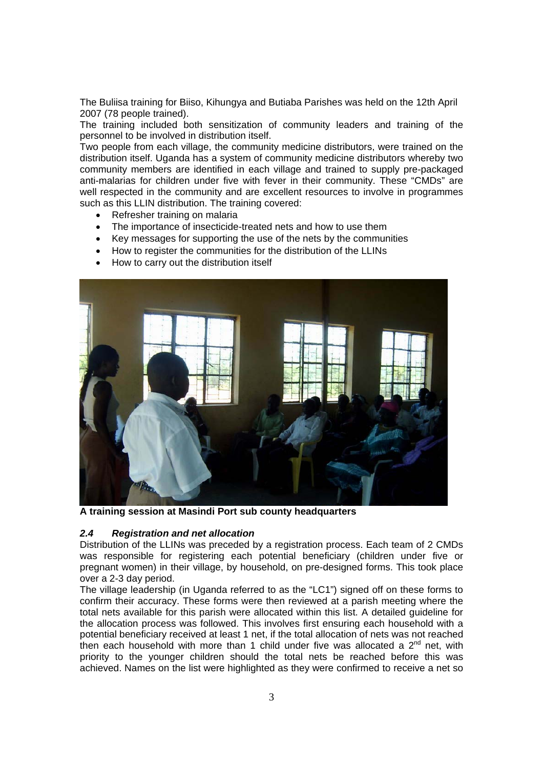The Buliisa training for Biiso, Kihungya and Butiaba Parishes was held on the 12th April 2007 (78 people trained).

The training included both sensitization of community leaders and training of the personnel to be involved in distribution itself.

Two people from each village, the community medicine distributors, were trained on the distribution itself. Uganda has a system of community medicine distributors whereby two community members are identified in each village and trained to supply pre-packaged anti-malarias for children under five with fever in their community. These "CMDs" are well respected in the community and are excellent resources to involve in programmes such as this LLIN distribution. The training covered:

- Refresher training on malaria
- The importance of insecticide-treated nets and how to use them
- Key messages for supporting the use of the nets by the communities
- How to register the communities for the distribution of the LLINs
- How to carry out the distribution itself

**A training session at Masindi Port sub county headquarters**

### *2.4 Registration and net allocation*

Distribution of the LLINs was preceded by a registration process. Each team of 2 CMDs was responsible for registering each potential beneficiary (children under five or pregnant women) in their village, by household, on pre-designed forms. This took place over a 2-3 day period.

The village leadership (in Uganda referred to as the "LC1") signed off on these forms to confirm their accuracy. These forms were then reviewed at a parish meeting where the total nets available for this parish were allocated within this list. A detailed guideline for the allocation process was followed. This involves first ensuring each household with a potential beneficiary received at least 1 net, if the total allocation of nets was not reached then each household with more than 1 child under five was allocated a 2nd net, with priority to the younger children should the total nets be reached before this was achieved. Names on the list were highlighted as they were confirmed to receive a net so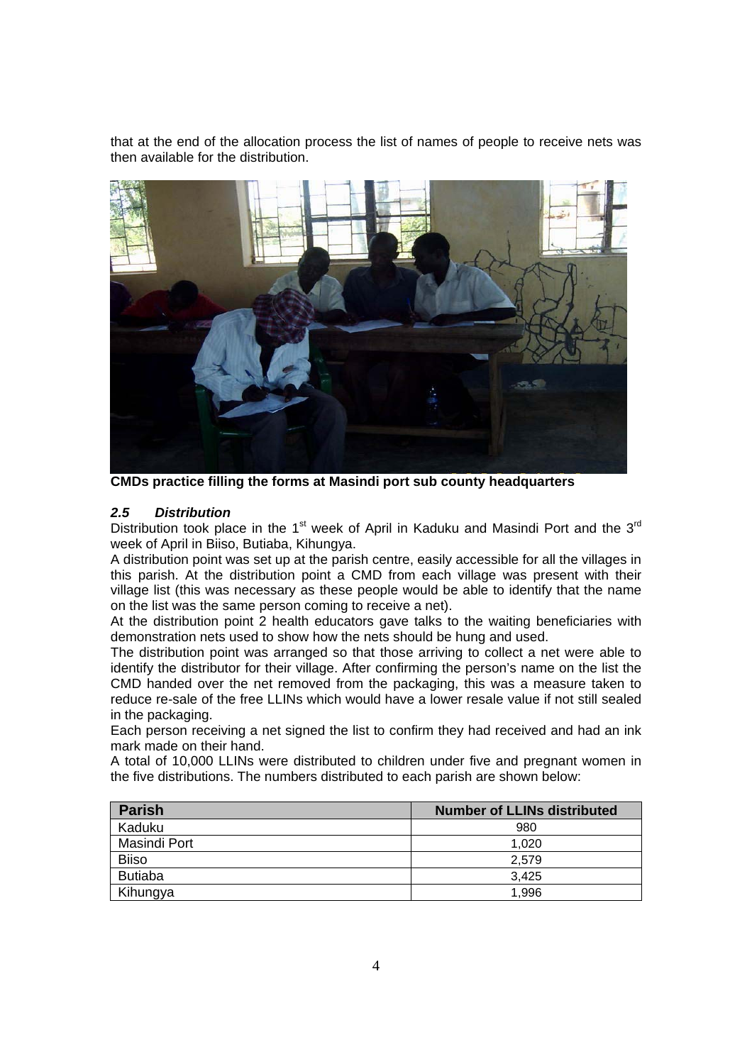that at the end of the allocation process the list of names of people to receive nets was then available for the distribution.

**CMDs practice filling the forms at Masindi port sub county headquarters**

### *2.5 Distribution*

Distribution took place in the 1st week of April in Kaduku and Masindi Port and the 3rd week of April in Biiso, Butiaba, Kihungya.

A distribution point was set up at the parish centre, easily accessible for all the villages in this parish. At the distribution point a CMD from each village was present with their village list (this was necessary as these people would be able to identify that the name on the list was the same person coming to receive a net).

At the distribution point 2 health educators gave talks to the waiting beneficiaries with demonstration nets used to show how the nets should be hung and used.

The distribution point was arranged so that those arriving to collect a net were able to identify the distributor for their village. After confirming the person's name on the list the CMD handed over the net removed from the packaging, this was a measure taken to reduce re-sale of the free LLINs which would have a lower resale value if not still sealed in the packaging.

Each person receiving a net signed the list to confirm they had received and had an ink mark made on their hand.

A total of 10,000 LLINs were distributed to children under five and pregnant women in the five distributions. The numbers distributed to each parish are shown below:

| Parish | Number of LLINs distributed |
|---|---|
| Kaduku | 980 |
| Masindi Port | 1,020 |
| Biiso | 2,579 |
| Butiaba | 3,425 |
| Kihungya | 1,996 |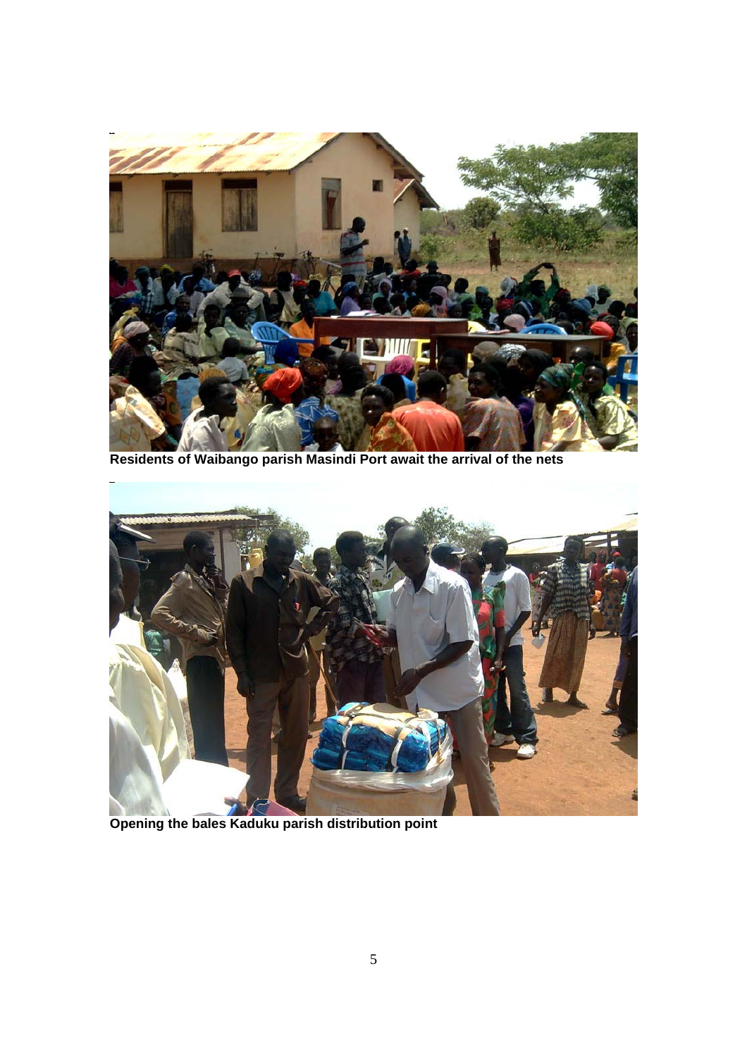Residents of Waibango parish Masindi Port await the arrival of the nets

Opening the bales Kaduku parish distribution point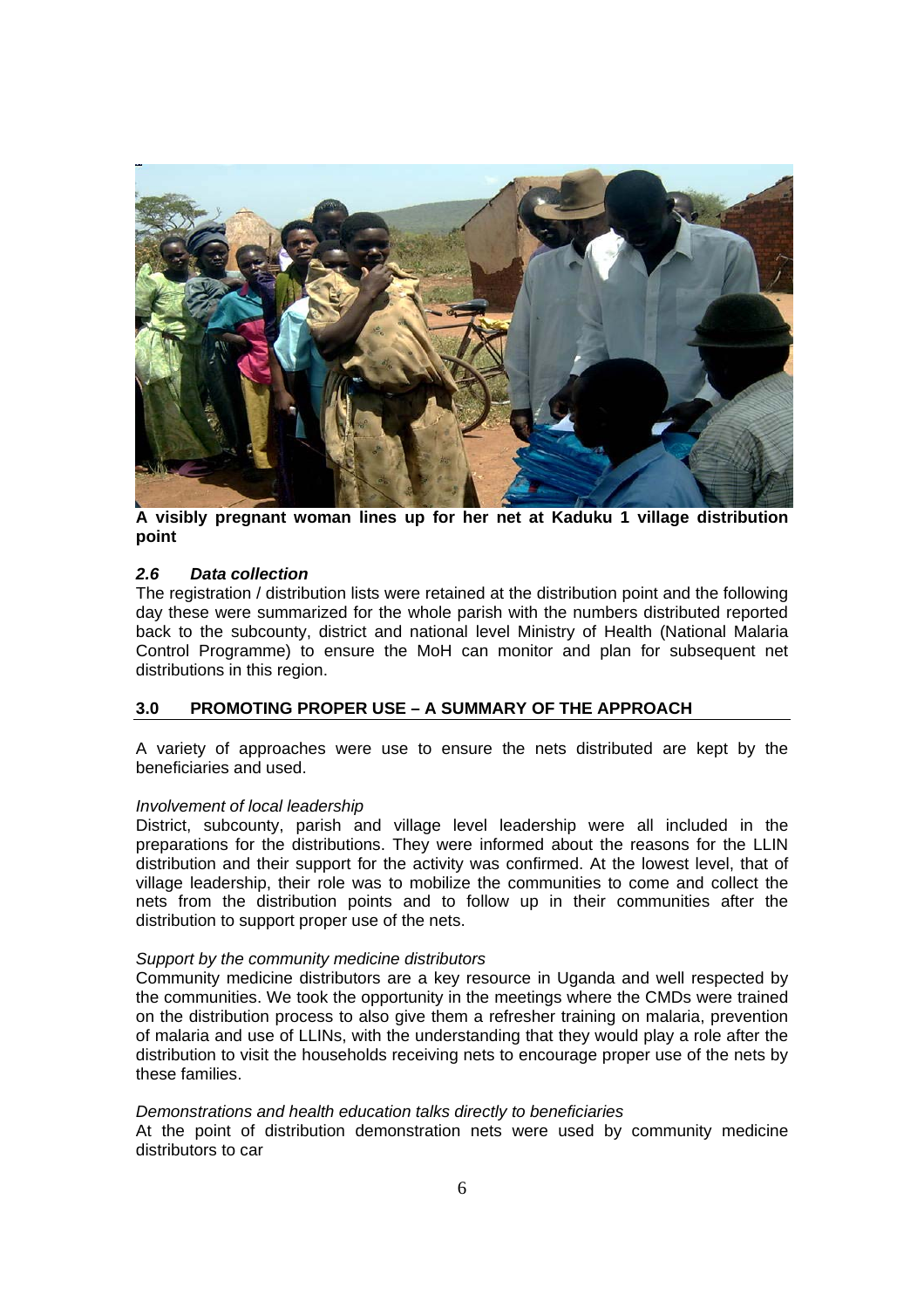**A visibly pregnant woman lines up for her net at Kaduku 1 village distribution point**

### *2.6 Data collection*

The registration / distribution lists were retained at the distribution point and the following day these were summarized for the whole parish with the numbers distributed reported back to the subcounty, district and national level Ministry of Health (National Malaria Control Programme) to ensure the MoH can monitor and plan for subsequent net distributions in this region.

## 3.0 PROMOTING PROPER USE – A SUMMARY OF THE APPROACH

A variety of approaches were use to ensure the nets distributed are kept by the beneficiaries and used.

*Involvement of local leadership*

District, subcounty, parish and village level leadership were all included in the preparations for the distributions. They were informed about the reasons for the LLIN distribution and their support for the activity was confirmed. At the lowest level, that of village leadership, their role was to mobilize the communities to come and collect the nets from the distribution points and to follow up in their communities after the distribution to support proper use of the nets.

*Support by the community medicine distributors*

Community medicine distributors are a key resource in Uganda and well respected by the communities. We took the opportunity in the meetings where the CMDs were trained on the distribution process to also give them a refresher training on malaria, prevention of malaria and use of LLINs, with the understanding that they would play a role after the distribution to visit the households receiving nets to encourage proper use of the nets by these families.

*Demonstrations and health education talks directly to beneficiaries*

At the point of distribution demonstration nets were used by community medicine distributors to car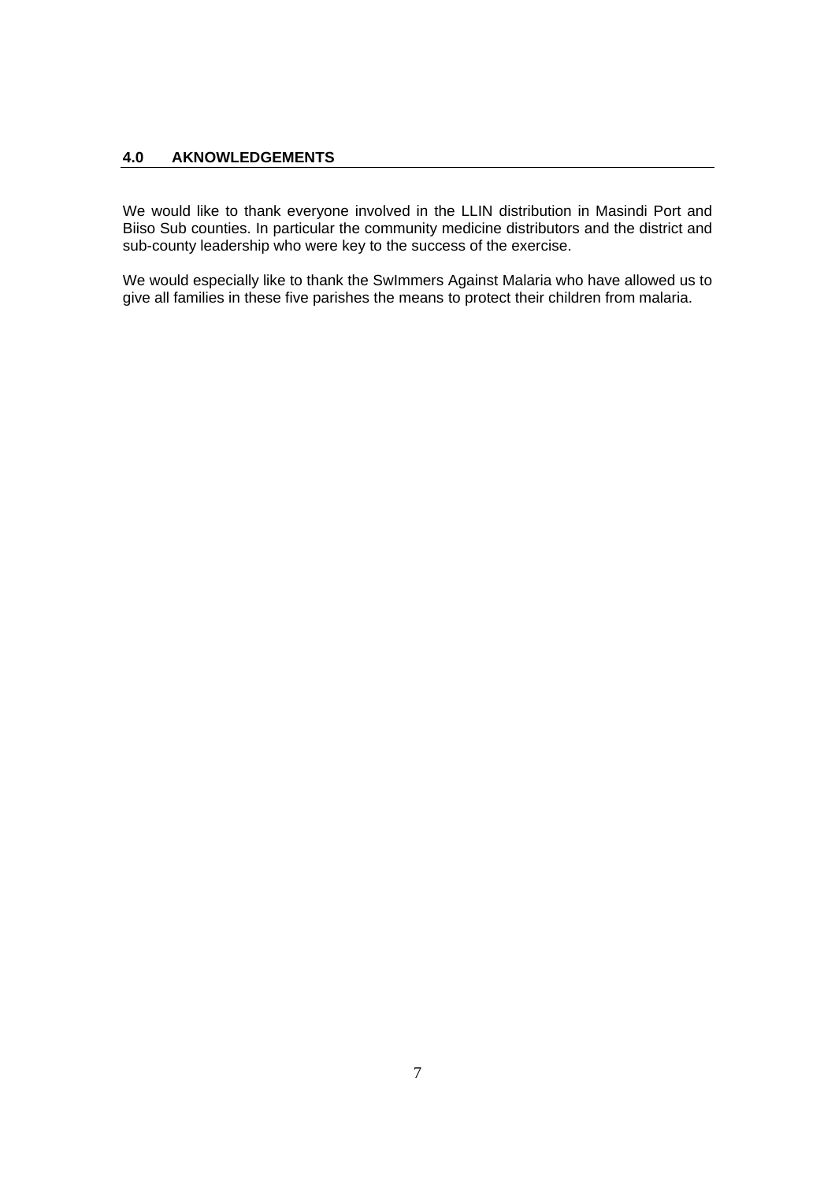## 4.0 AKNOWLEDGEMENTS

We would like to thank everyone involved in the LLIN distribution in Masindi Port and Biiso Sub counties. In particular the community medicine distributors and the district and sub-county leadership who were key to the success of the exercise.

We would especially like to thank the SwImmers Against Malaria who have allowed us to give all families in these five parishes the means to protect their children from malaria.